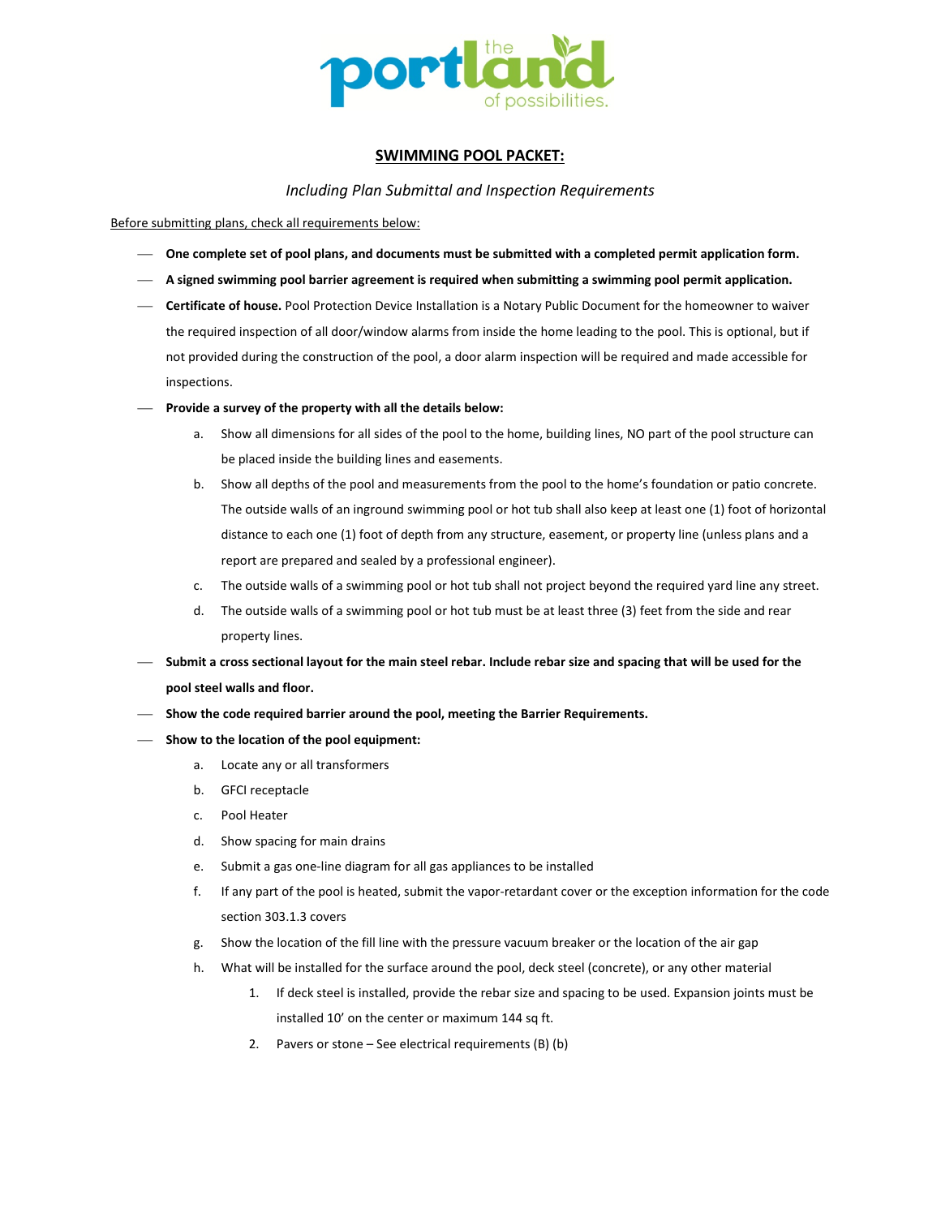# SWIMMING POOL PACKET:

*Including Plan Submittal and Inspection Requirements*

Before submitting plans, check all requirements below:

- **One complete set of pool plans, and documents must be submitted with a completed permit application form.**
- **A signed swimming pool barrier agreement is required when submitting a swimming pool permit application.**
- **Certificate of house.** Pool Protection Device Installation is a Notary Public Document for the homeowner to waiver the required inspection of all door/window alarms from inside the home leading to the pool. This is optional, but if not provided during the construction of the pool, a door alarm inspection will be required and made accessible for inspections.
- **Provide a survey of the property with all the details below:**
  a. Show all dimensions for all sides of the pool to the home, building lines, NO part of the pool structure can be placed inside the building lines and easements.
  b. Show all depths of the pool and measurements from the pool to the home's foundation or patio concrete. The outside walls of an inground swimming pool or hot tub shall also keep at least one (1) foot of horizontal distance to each one (1) foot of depth from any structure, easement, or property line (unless plans and a report are prepared and sealed by a professional engineer).
  c. The outside walls of a swimming pool or hot tub shall not project beyond the required yard line any street.
  d. The outside walls of a swimming pool or hot tub must be at least three (3) feet from the side and rear property lines.
- **Submit a cross sectional layout for the main steel rebar. Include rebar size and spacing that will be used for the pool steel walls and floor.**
- **Show the code required barrier around the pool, meeting the Barrier Requirements.**
- **Show to the location of the pool equipment:**
  a. Locate any or all transformers
  b. GFCI receptacle
  c. Pool Heater
  d. Show spacing for main drains
  e. Submit a gas one-line diagram for all gas appliances to be installed
  f. If any part of the pool is heated, submit the vapor-retardant cover or the exception information for the code section 303.1.3 covers
  g. Show the location of the fill line with the pressure vacuum breaker or the location of the air gap
  h. What will be installed for the surface around the pool, deck steel (concrete), or any other material
     1. If deck steel is installed, provide the rebar size and spacing to be used. Expansion joints must be installed 10' on the center or maximum 144 sq ft.
     2. Pavers or stone – See electrical requirements (B) (b)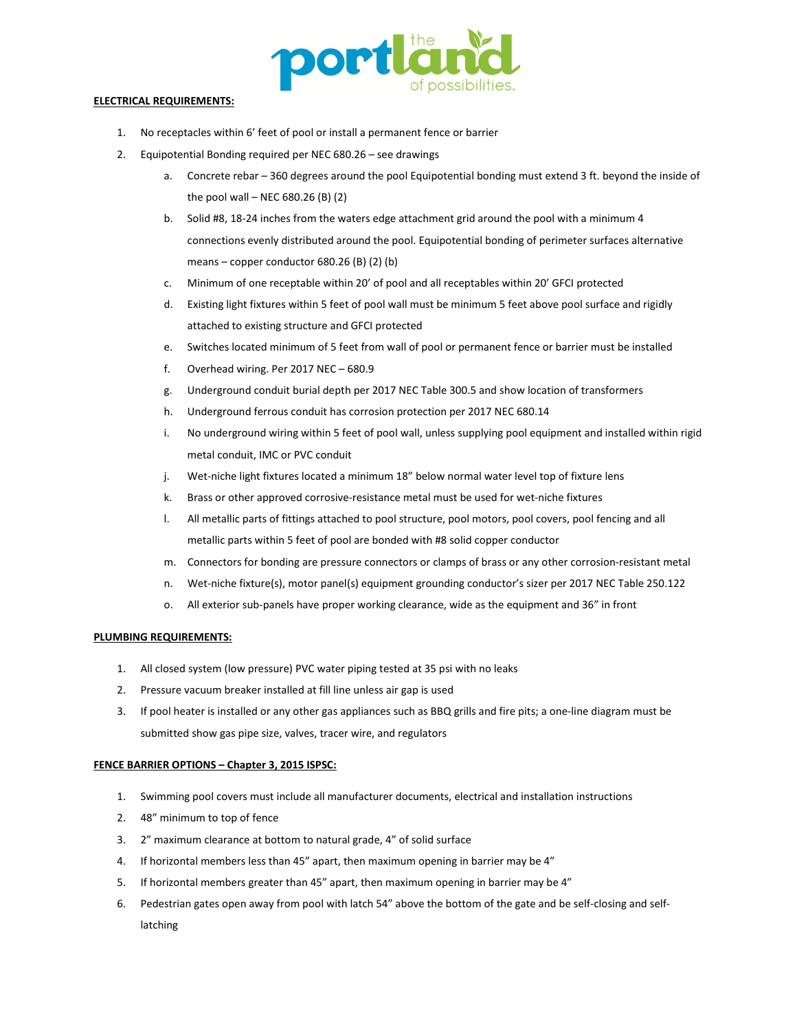**ELECTRICAL REQUIREMENTS:**

1. No receptacles within 6' feet of pool or install a permanent fence or barrier
2. Equipotential Bonding required per NEC 680.26 – see drawings
   a. Concrete rebar – 360 degrees around the pool Equipotential bonding must extend 3 ft. beyond the inside of the pool wall – NEC 680.26 (B) (2)
   b. Solid #8, 18-24 inches from the waters edge attachment grid around the pool with a minimum 4 connections evenly distributed around the pool. Equipotential bonding of perimeter surfaces alternative means – copper conductor 680.26 (B) (2) (b)
   c. Minimum of one receptable within 20' of pool and all receptables within 20' GFCI protected
   d. Existing light fixtures within 5 feet of pool wall must be minimum 5 feet above pool surface and rigidly attached to existing structure and GFCI protected
   e. Switches located minimum of 5 feet from wall of pool or permanent fence or barrier must be installed
   f. Overhead wiring. Per 2017 NEC – 680.9
   g. Underground conduit burial depth per 2017 NEC Table 300.5 and show location of transformers
   h. Underground ferrous conduit has corrosion protection per 2017 NEC 680.14
   i. No underground wiring within 5 feet of pool wall, unless supplying pool equipment and installed within rigid metal conduit, IMC or PVC conduit
   j. Wet-niche light fixtures located a minimum 18" below normal water level top of fixture lens
   k. Brass or other approved corrosive-resistance metal must be used for wet-niche fixtures
   l. All metallic parts of fittings attached to pool structure, pool motors, pool covers, pool fencing and all metallic parts within 5 feet of pool are bonded with #8 solid copper conductor
   m. Connectors for bonding are pressure connectors or clamps of brass or any other corrosion-resistant metal
   n. Wet-niche fixture(s), motor panel(s) equipment grounding conductor's sizer per 2017 NEC Table 250.122
   o. All exterior sub-panels have proper working clearance, wide as the equipment and 36" in front

**PLUMBING REQUIREMENTS:**

1. All closed system (low pressure) PVC water piping tested at 35 psi with no leaks
2. Pressure vacuum breaker installed at fill line unless air gap is used
3. If pool heater is installed or any other gas appliances such as BBQ grills and fire pits; a one-line diagram must be submitted show gas pipe size, valves, tracer wire, and regulators

**FENCE BARRIER OPTIONS – Chapter 3, 2015 ISPSC:**

1. Swimming pool covers must include all manufacturer documents, electrical and installation instructions
2. 48" minimum to top of fence
3. 2" maximum clearance at bottom to natural grade, 4" of solid surface
4. If horizontal members less than 45" apart, then maximum opening in barrier may be 4"
5. If horizontal members greater than 45" apart, then maximum opening in barrier may be 4"
6. Pedestrian gates open away from pool with latch 54" above the bottom of the gate and be self-closing and self-latching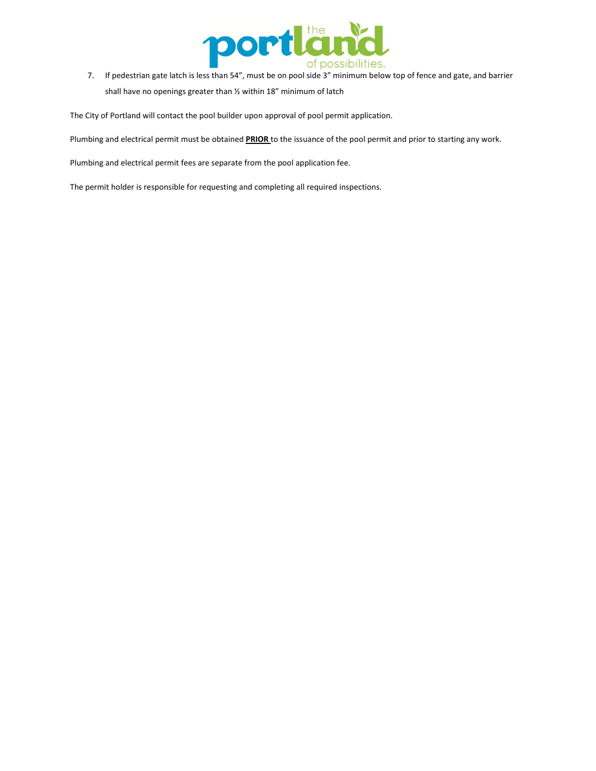7. If pedestrian gate latch is less than 54", must be on pool side 3" minimum below top of fence and gate, and barrier shall have no openings greater than ½ within 18" minimum of latch

The City of Portland will contact the pool builder upon approval of pool permit application.

Plumbing and electrical permit must be obtained **PRIOR** to the issuance of the pool permit and prior to starting any work.

Plumbing and electrical permit fees are separate from the pool application fee.

The permit holder is responsible for requesting and completing all required inspections.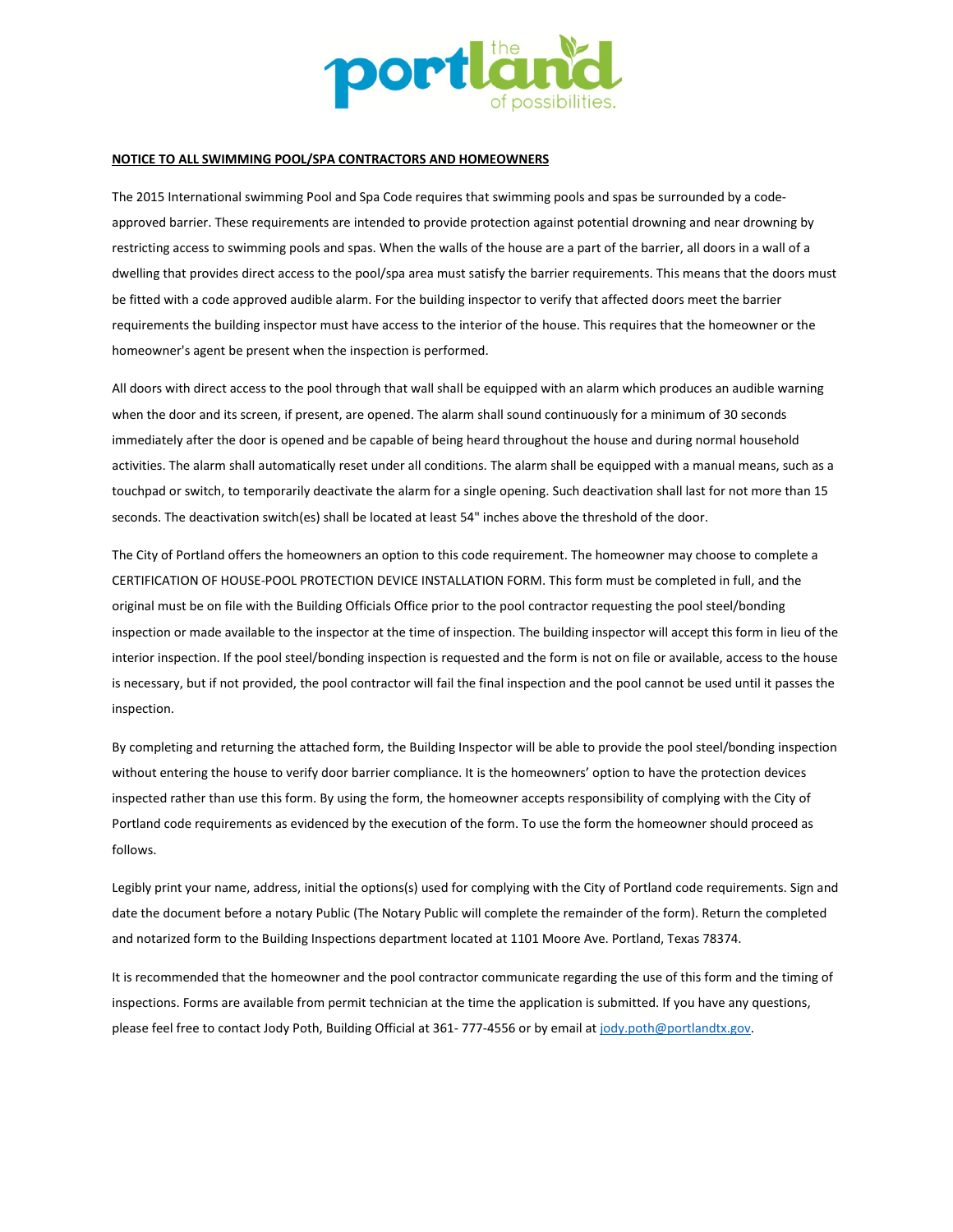**NOTICE TO ALL SWIMMING POOL/SPA CONTRACTORS AND HOMEOWNERS**

The 2015 International swimming Pool and Spa Code requires that swimming pools and spas be surrounded by a code-approved barrier. These requirements are intended to provide protection against potential drowning and near drowning by restricting access to swimming pools and spas. When the walls of the house are a part of the barrier, all doors in a wall of a dwelling that provides direct access to the pool/spa area must satisfy the barrier requirements. This means that the doors must be fitted with a code approved audible alarm. For the building inspector to verify that affected doors meet the barrier requirements the building inspector must have access to the interior of the house. This requires that the homeowner or the homeowner's agent be present when the inspection is performed.

All doors with direct access to the pool through that wall shall be equipped with an alarm which produces an audible warning when the door and its screen, if present, are opened. The alarm shall sound continuously for a minimum of 30 seconds immediately after the door is opened and be capable of being heard throughout the house and during normal household activities. The alarm shall automatically reset under all conditions. The alarm shall be equipped with a manual means, such as a touchpad or switch, to temporarily deactivate the alarm for a single opening. Such deactivation shall last for not more than 15 seconds. The deactivation switch(es) shall be located at least 54" inches above the threshold of the door.

The City of Portland offers the homeowners an option to this code requirement. The homeowner may choose to complete a CERTIFICATION OF HOUSE-POOL PROTECTION DEVICE INSTALLATION FORM. This form must be completed in full, and the original must be on file with the Building Officials Office prior to the pool contractor requesting the pool steel/bonding inspection or made available to the inspector at the time of inspection. The building inspector will accept this form in lieu of the interior inspection. If the pool steel/bonding inspection is requested and the form is not on file or available, access to the house is necessary, but if not provided, the pool contractor will fail the final inspection and the pool cannot be used until it passes the inspection.

By completing and returning the attached form, the Building Inspector will be able to provide the pool steel/bonding inspection without entering the house to verify door barrier compliance. It is the homeowners' option to have the protection devices inspected rather than use this form. By using the form, the homeowner accepts responsibility of complying with the City of Portland code requirements as evidenced by the execution of the form. To use the form the homeowner should proceed as follows.

Legibly print your name, address, initial the options(s) used for complying with the City of Portland code requirements. Sign and date the document before a notary Public (The Notary Public will complete the remainder of the form). Return the completed and notarized form to the Building Inspections department located at 1101 Moore Ave. Portland, Texas 78374.

It is recommended that the homeowner and the pool contractor communicate regarding the use of this form and the timing of inspections. Forms are available from permit technician at the time the application is submitted. If you have any questions, please feel free to contact Jody Poth, Building Official at 361- 777-4556 or by email at jody.poth@portlandtx.gov.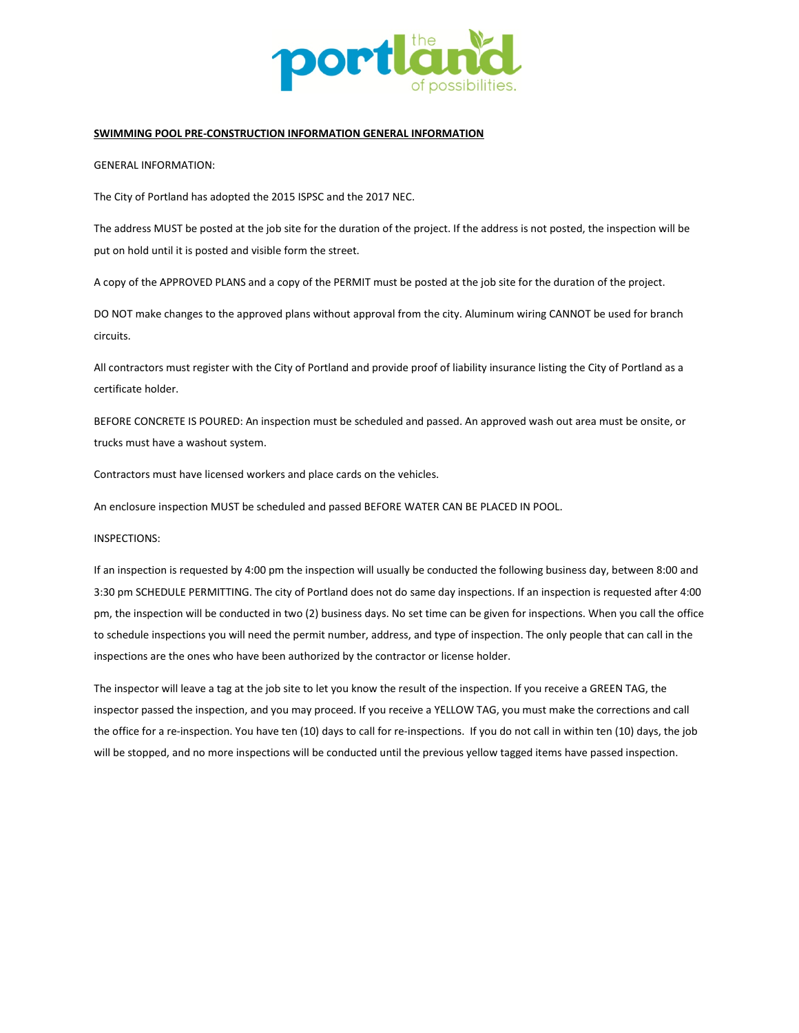**SWIMMING POOL PRE-CONSTRUCTION INFORMATION GENERAL INFORMATION**

GENERAL INFORMATION:

The City of Portland has adopted the 2015 ISPSC and the 2017 NEC.

The address MUST be posted at the job site for the duration of the project. If the address is not posted, the inspection will be put on hold until it is posted and visible form the street.

A copy of the APPROVED PLANS and a copy of the PERMIT must be posted at the job site for the duration of the project.

DO NOT make changes to the approved plans without approval from the city. Aluminum wiring CANNOT be used for branch circuits.

All contractors must register with the City of Portland and provide proof of liability insurance listing the City of Portland as a certificate holder.

BEFORE CONCRETE IS POURED: An inspection must be scheduled and passed. An approved wash out area must be onsite, or trucks must have a washout system.

Contractors must have licensed workers and place cards on the vehicles.

An enclosure inspection MUST be scheduled and passed BEFORE WATER CAN BE PLACED IN POOL.

INSPECTIONS:

If an inspection is requested by 4:00 pm the inspection will usually be conducted the following business day, between 8:00 and 3:30 pm SCHEDULE PERMITTING. The city of Portland does not do same day inspections. If an inspection is requested after 4:00 pm, the inspection will be conducted in two (2) business days. No set time can be given for inspections. When you call the office to schedule inspections you will need the permit number, address, and type of inspection. The only people that can call in the inspections are the ones who have been authorized by the contractor or license holder.

The inspector will leave a tag at the job site to let you know the result of the inspection. If you receive a GREEN TAG, the inspector passed the inspection, and you may proceed. If you receive a YELLOW TAG, you must make the corrections and call the office for a re-inspection. You have ten (10) days to call for re-inspections. If you do not call in within ten (10) days, the job will be stopped, and no more inspections will be conducted until the previous yellow tagged items have passed inspection.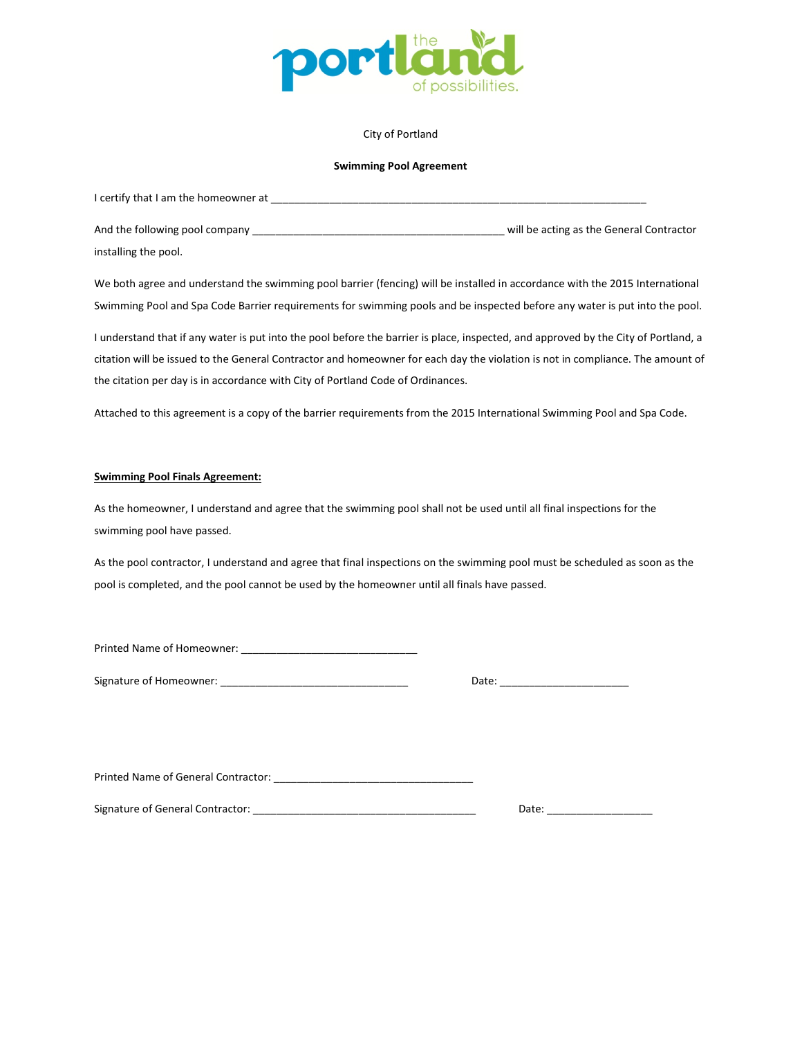City of Portland

**Swimming Pool Agreement**

I certify that I am the homeowner at ___________________________________________________________________

And the following pool company ____________________________________________ will be acting as the General Contractor installing the pool.

We both agree and understand the swimming pool barrier (fencing) will be installed in accordance with the 2015 International Swimming Pool and Spa Code Barrier requirements for swimming pools and be inspected before any water is put into the pool.

I understand that if any water is put into the pool before the barrier is place, inspected, and approved by the City of Portland, a citation will be issued to the General Contractor and homeowner for each day the violation is not in compliance. The amount of the citation per day is in accordance with City of Portland Code of Ordinances.

Attached to this agreement is a copy of the barrier requirements from the 2015 International Swimming Pool and Spa Code.

**Swimming Pool Finals Agreement:**

As the homeowner, I understand and agree that the swimming pool shall not be used until all final inspections for the swimming pool have passed.

As the pool contractor, I understand and agree that final inspections on the swimming pool must be scheduled as soon as the pool is completed, and the pool cannot be used by the homeowner until all finals have passed.

Printed Name of Homeowner: ______________________________

Signature of Homeowner: ________________________________ Date: ______________________

Printed Name of General Contractor: __________________________________

Signature of General Contractor: ______________________________________ Date: __________________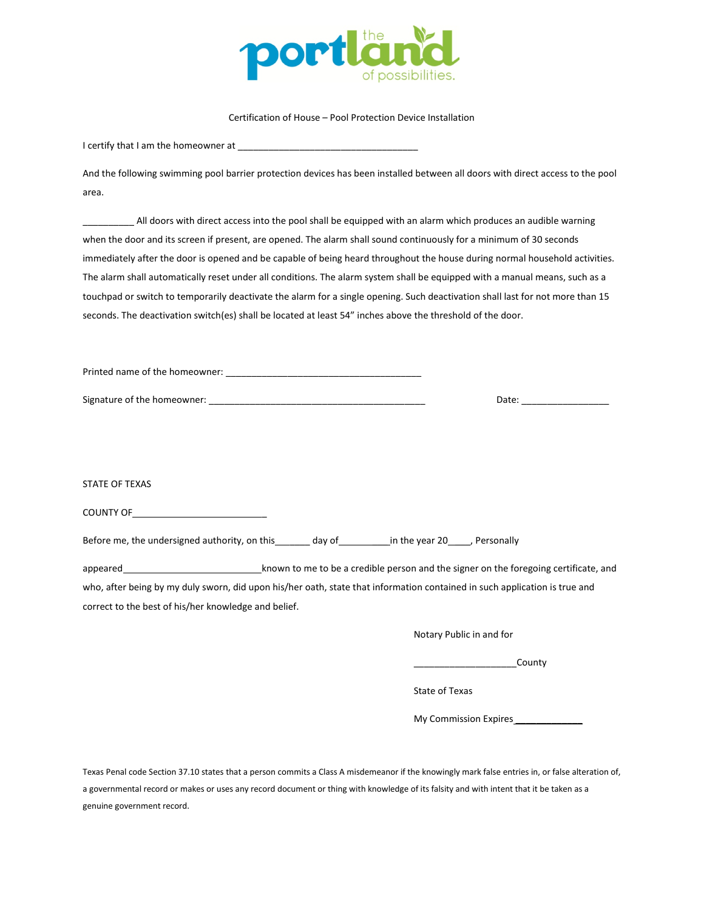the portland of possibilities.

Certification of House – Pool Protection Device Installation

I certify that I am the homeowner at ___________________________________

And the following swimming pool barrier protection devices has been installed between all doors with direct access to the pool area.

__________ All doors with direct access into the pool shall be equipped with an alarm which produces an audible warning when the door and its screen if present, are opened. The alarm shall sound continuously for a minimum of 30 seconds immediately after the door is opened and be capable of being heard throughout the house during normal household activities. The alarm shall automatically reset under all conditions. The alarm system shall be equipped with a manual means, such as a touchpad or switch to temporarily deactivate the alarm for a single opening. Such deactivation shall last for not more than 15 seconds. The deactivation switch(es) shall be located at least 54" inches above the threshold of the door.

Printed name of the homeowner: ______________________________________

Signature of the homeowner: __________________________________________ Date: _________________

STATE OF TEXAS

COUNTY OF__________________________

Before me, the undersigned authority, on this_______ day of__________in the year 20____, Personally appeared___________________________known to me to be a credible person and the signer on the foregoing certificate, and who, after being by my duly sworn, did upon his/her oath, state that information contained in such application is true and correct to the best of his/her knowledge and belief.

Notary Public in and for

____________________County

State of Texas

My Commission Expires_____________

Texas Penal code Section 37.10 states that a person commits a Class A misdemeanor if the knowingly mark false entries in, or false alteration of, a governmental record or makes or uses any record document or thing with knowledge of its falsity and with intent that it be taken as a genuine government record.